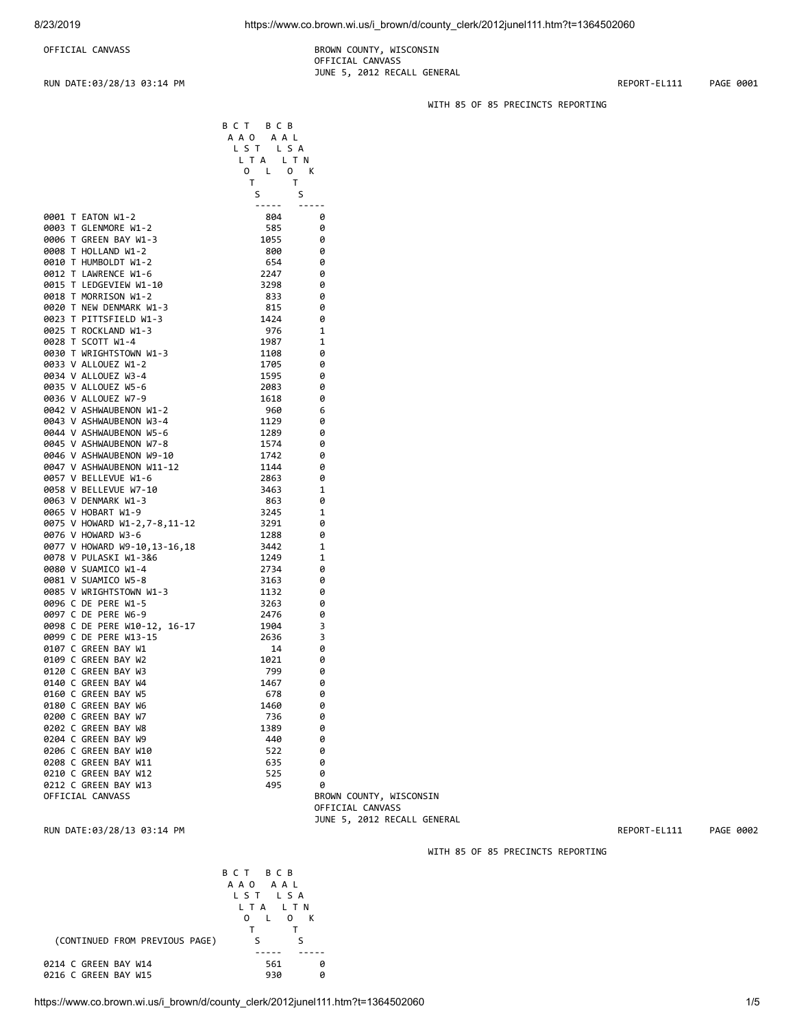OFFICIAL CANVASS

BROWN COUNTY, WISCONSIN
OFFICIAL CANVASS
JUNE 5, 2012 RECALL GENERAL

RUN DATE:03/28/13 03:14 PM

REPORT-EL111 PAGE 0001

WITH 85 OF 85 PRECINCTS REPORTING

| | BALLOTS CAST TOTAL | BALLOTS CAST BLANK |
|---|---|---|
| 0001 T EATON W1-2 | 804 | 0 |
| 0003 T GLENMORE W1-2 | 585 | 0 |
| 0006 T GREEN BAY W1-3 | 1055 | 0 |
| 0008 T HOLLAND W1-2 | 800 | 0 |
| 0010 T HUMBOLDT W1-2 | 654 | 0 |
| 0012 T LAWRENCE W1-6 | 2247 | 0 |
| 0015 T LEDGEVIEW W1-10 | 3298 | 0 |
| 0018 T MORRISON W1-2 | 833 | 0 |
| 0020 T NEW DENMARK W1-3 | 815 | 0 |
| 0023 T PITTSFIELD W1-3 | 1424 | 0 |
| 0025 T ROCKLAND W1-3 | 976 | 1 |
| 0028 T SCOTT W1-4 | 1987 | 1 |
| 0030 T WRIGHTSTOWN W1-3 | 1108 | 0 |
| 0033 V ALLOUEZ W1-2 | 1705 | 0 |
| 0034 V ALLOUEZ W3-4 | 1595 | 0 |
| 0035 V ALLOUEZ W5-6 | 2083 | 0 |
| 0036 V ALLOUEZ W7-9 | 1618 | 0 |
| 0042 V ASHWAUBENON W1-2 | 960 | 6 |
| 0043 V ASHWAUBENON W3-4 | 1129 | 0 |
| 0044 V ASHWAUBENON W5-6 | 1289 | 0 |
| 0045 V ASHWAUBENON W7-8 | 1574 | 0 |
| 0046 V ASHWAUBENON W9-10 | 1742 | 0 |
| 0047 V ASHWAUBENON W11-12 | 1144 | 0 |
| 0057 V BELLEVUE W1-6 | 2863 | 0 |
| 0058 V BELLEVUE W7-10 | 3463 | 1 |
| 0063 V DENMARK W1-3 | 863 | 0 |
| 0065 V HOBART W1-9 | 3245 | 1 |
| 0075 V HOWARD W1-2,7-8,11-12 | 3291 | 0 |
| 0076 V HOWARD W3-6 | 1288 | 0 |
| 0077 V HOWARD W9-10,13-16,18 | 3442 | 1 |
| 0078 V PULASKI W1-3&6 | 1249 | 1 |
| 0080 V SUAMICO W1-4 | 2734 | 0 |
| 0081 V SUAMICO W5-8 | 3163 | 0 |
| 0085 V WRIGHTSTOWN W1-3 | 1132 | 0 |
| 0096 C DE PERE W1-5 | 3263 | 0 |
| 0097 C DE PERE W6-9 | 2476 | 0 |
| 0098 C DE PERE W10-12, 16-17 | 1904 | 3 |
| 0099 C DE PERE W13-15 | 2636 | 3 |
| 0107 C GREEN BAY W1 | 14 | 0 |
| 0109 C GREEN BAY W2 | 1021 | 0 |
| 0120 C GREEN BAY W3 | 799 | 0 |
| 0140 C GREEN BAY W4 | 1467 | 0 |
| 0160 C GREEN BAY W5 | 678 | 0 |
| 0180 C GREEN BAY W6 | 1460 | 0 |
| 0200 C GREEN BAY W7 | 736 | 0 |
| 0202 C GREEN BAY W8 | 1389 | 0 |
| 0204 C GREEN BAY W9 | 440 | 0 |
| 0206 C GREEN BAY W10 | 522 | 0 |
| 0208 C GREEN BAY W11 | 635 | 0 |
| 0210 C GREEN BAY W12 | 525 | 0 |
| 0212 C GREEN BAY W13 | 495 | 0 |

OFFICIAL CANVASS

BROWN COUNTY, WISCONSIN
OFFICIAL CANVASS
JUNE 5, 2012 RECALL GENERAL

RUN DATE:03/28/13 03:14 PM

REPORT-EL111 PAGE 0002

WITH 85 OF 85 PRECINCTS REPORTING

| (CONTINUED FROM PREVIOUS PAGE) | BALLOTS CAST TOTAL | BALLOTS CAST BLANK |
|---|---|---|
| 0214 C GREEN BAY W14 | 561 | 0 |
| 0216 C GREEN BAY W15 | 930 | 0 |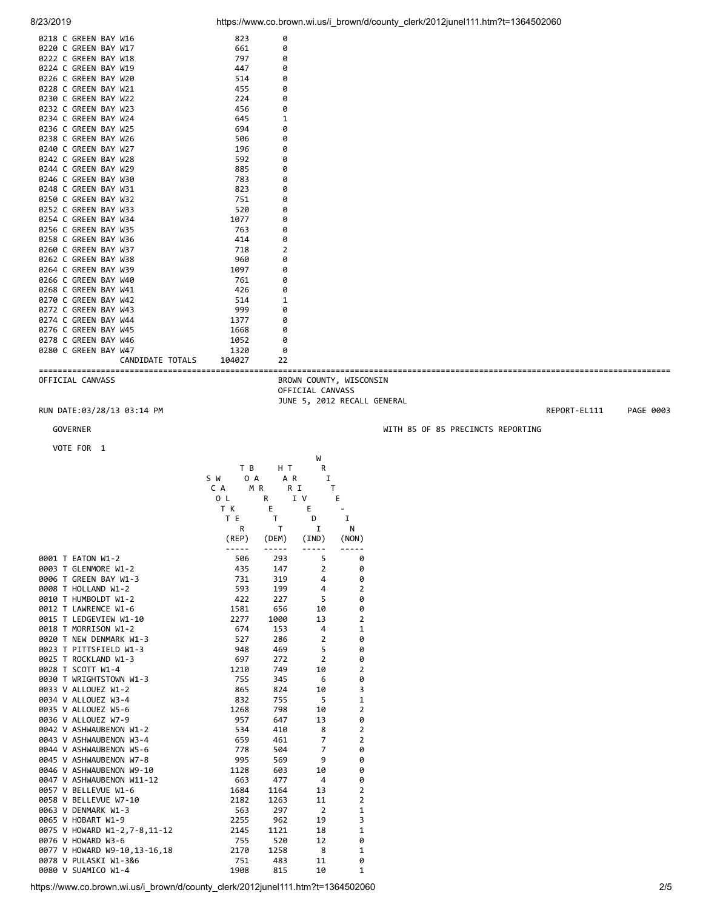| | | |
|---|---|---|
| 0218 C GREEN BAY W16 | 823 | 0 |
| 0220 C GREEN BAY W17 | 661 | 0 |
| 0222 C GREEN BAY W18 | 797 | 0 |
| 0224 C GREEN BAY W19 | 447 | 0 |
| 0226 C GREEN BAY W20 | 514 | 0 |
| 0228 C GREEN BAY W21 | 455 | 0 |
| 0230 C GREEN BAY W22 | 224 | 0 |
| 0232 C GREEN BAY W23 | 456 | 0 |
| 0234 C GREEN BAY W24 | 645 | 1 |
| 0236 C GREEN BAY W25 | 694 | 0 |
| 0238 C GREEN BAY W26 | 506 | 0 |
| 0240 C GREEN BAY W27 | 196 | 0 |
| 0242 C GREEN BAY W28 | 592 | 0 |
| 0244 C GREEN BAY W29 | 885 | 0 |
| 0246 C GREEN BAY W30 | 783 | 0 |
| 0248 C GREEN BAY W31 | 823 | 0 |
| 0250 C GREEN BAY W32 | 751 | 0 |
| 0252 C GREEN BAY W33 | 520 | 0 |
| 0254 C GREEN BAY W34 | 1077 | 0 |
| 0256 C GREEN BAY W35 | 763 | 0 |
| 0258 C GREEN BAY W36 | 414 | 0 |
| 0260 C GREEN BAY W37 | 718 | 2 |
| 0262 C GREEN BAY W38 | 960 | 0 |
| 0264 C GREEN BAY W39 | 1097 | 0 |
| 0266 C GREEN BAY W40 | 761 | 0 |
| 0268 C GREEN BAY W41 | 426 | 0 |
| 0270 C GREEN BAY W42 | 514 | 1 |
| 0272 C GREEN BAY W43 | 999 | 0 |
| 0274 C GREEN BAY W44 | 1377 | 0 |
| 0276 C GREEN BAY W45 | 1668 | 0 |
| 0278 C GREEN BAY W46 | 1052 | 0 |
| 0280 C GREEN BAY W47 | 1320 | 0 |
| CANDIDATE TOTALS | 104027 | 22 |

OFFICIAL CANVASS

BROWN COUNTY, WISCONSIN
OFFICIAL CANVASS
JUNE 5, 2012 RECALL GENERAL

RUN DATE:03/28/13 03:14 PM — REPORT-EL111 — PAGE 0003

GOVERNOR — WITH 85 OF 85 PRECINCTS REPORTING

VOTE FOR 1

| | SCOTT WALKER (REP) | TOM BARRETT (DEM) | HARIRI TRIVEDI (IND) | WRITE-IN (NON) |
|---|---|---|---|---|
| 0001 T EATON W1-2 | 506 | 293 | 5 | 0 |
| 0003 T GLENMORE W1-2 | 435 | 147 | 2 | 0 |
| 0006 T GREEN BAY W1-3 | 731 | 319 | 4 | 0 |
| 0008 T HOLLAND W1-2 | 593 | 199 | 4 | 2 |
| 0010 T HUMBOLDT W1-2 | 422 | 227 | 5 | 0 |
| 0012 T LAWRENCE W1-6 | 1581 | 656 | 10 | 0 |
| 0015 T LEDGEVIEW W1-10 | 2277 | 1000 | 13 | 2 |
| 0018 T MORRISON W1-2 | 674 | 153 | 4 | 1 |
| 0020 T NEW DENMARK W1-3 | 527 | 286 | 2 | 0 |
| 0023 T PITTSFIELD W1-3 | 948 | 469 | 5 | 0 |
| 0025 T ROCKLAND W1-3 | 697 | 272 | 2 | 0 |
| 0028 T SCOTT W1-4 | 1210 | 749 | 10 | 2 |
| 0030 T WRIGHTSTOWN W1-3 | 755 | 345 | 6 | 0 |
| 0033 V ALLOUEZ W1-2 | 865 | 824 | 10 | 3 |
| 0034 V ALLOUEZ W3-4 | 832 | 755 | 5 | 1 |
| 0035 V ALLOUEZ W5-6 | 1268 | 798 | 10 | 2 |
| 0036 V ALLOUEZ W7-9 | 957 | 647 | 13 | 0 |
| 0042 V ASHWAUBENON W1-2 | 534 | 410 | 8 | 2 |
| 0043 V ASHWAUBENON W3-4 | 659 | 461 | 7 | 2 |
| 0044 V ASHWAUBENON W5-6 | 778 | 504 | 7 | 0 |
| 0045 V ASHWAUBENON W7-8 | 995 | 569 | 9 | 0 |
| 0046 V ASHWAUBENON W9-10 | 1128 | 603 | 10 | 0 |
| 0047 V ASHWAUBENON W11-12 | 663 | 477 | 4 | 0 |
| 0057 V BELLEVUE W1-6 | 1684 | 1164 | 13 | 2 |
| 0058 V BELLEVUE W7-10 | 2182 | 1263 | 11 | 2 |
| 0063 V DENMARK W1-3 | 563 | 297 | 2 | 1 |
| 0065 V HOBART W1-9 | 2255 | 962 | 19 | 3 |
| 0075 V HOWARD W1-2,7-8,11-12 | 2145 | 1121 | 18 | 1 |
| 0076 V HOWARD W3-6 | 755 | 520 | 12 | 0 |
| 0077 V HOWARD W9-10,13-16,18 | 2170 | 1258 | 8 | 1 |
| 0078 V PULASKI W1-3&6 | 751 | 483 | 11 | 0 |
| 0080 V SUAMICO W1-4 | 1908 | 815 | 10 | 1 |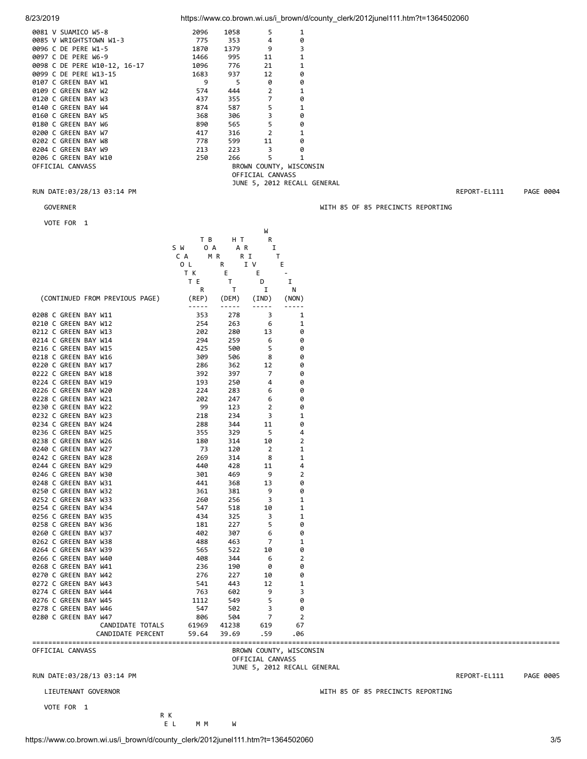| | | | | |
|---|---|---|---|---|
| 0081 V SUAMICO W5-8 | 2096 | 1058 | 5 | 1 |
| 0085 V WRIGHTSTOWN W1-3 | 775 | 353 | 4 | 0 |
| 0096 C DE PERE W1-5 | 1870 | 1379 | 9 | 3 |
| 0097 C DE PERE W6-9 | 1466 | 995 | 11 | 1 |
| 0098 C DE PERE W10-12, 16-17 | 1096 | 776 | 21 | 1 |
| 0099 C DE PERE W13-15 | 1683 | 937 | 12 | 0 |
| 0107 C GREEN BAY W1 | 9 | 5 | 0 | 0 |
| 0109 C GREEN BAY W2 | 574 | 444 | 2 | 1 |
| 0120 C GREEN BAY W3 | 437 | 355 | 7 | 0 |
| 0140 C GREEN BAY W4 | 874 | 587 | 5 | 1 |
| 0160 C GREEN BAY W5 | 368 | 306 | 3 | 0 |
| 0180 C GREEN BAY W6 | 890 | 565 | 5 | 0 |
| 0200 C GREEN BAY W7 | 417 | 316 | 2 | 1 |
| 0202 C GREEN BAY W8 | 778 | 599 | 11 | 0 |
| 0204 C GREEN BAY W9 | 213 | 223 | 3 | 0 |
| 0206 C GREEN BAY W10 | 250 | 266 | 5 | 1 |

OFFICIAL CANVASS

BROWN COUNTY, WISCONSIN
OFFICIAL CANVASS
JUNE 5, 2012 RECALL GENERAL

RUN DATE:03/28/13 03:14 PM REPORT-EL111 PAGE 0004

GOVERNER

WITH 85 OF 85 PRECINCTS REPORTING

VOTE FOR 1

| (CONTINUED FROM PREVIOUS PAGE) | SCOTT WALKER (REP) | TOM BARRETT (DEM) | HARIWARIVE TIED (IND) | WRITE-IN (NON) |
|---|---|---|---|---|
| 0208 C GREEN BAY W11 | 353 | 278 | 3 | 1 |
| 0210 C GREEN BAY W12 | 254 | 263 | 6 | 1 |
| 0212 C GREEN BAY W13 | 202 | 280 | 13 | 0 |
| 0214 C GREEN BAY W14 | 294 | 259 | 6 | 0 |
| 0216 C GREEN BAY W15 | 425 | 500 | 5 | 0 |
| 0218 C GREEN BAY W16 | 309 | 506 | 8 | 0 |
| 0220 C GREEN BAY W17 | 286 | 362 | 12 | 0 |
| 0222 C GREEN BAY W18 | 392 | 397 | 7 | 0 |
| 0224 C GREEN BAY W19 | 193 | 250 | 4 | 0 |
| 0226 C GREEN BAY W20 | 224 | 283 | 6 | 0 |
| 0228 C GREEN BAY W21 | 202 | 247 | 6 | 0 |
| 0230 C GREEN BAY W22 | 99 | 123 | 2 | 0 |
| 0232 C GREEN BAY W23 | 218 | 234 | 3 | 1 |
| 0234 C GREEN BAY W24 | 288 | 344 | 11 | 0 |
| 0236 C GREEN BAY W25 | 355 | 329 | 5 | 4 |
| 0238 C GREEN BAY W26 | 180 | 314 | 10 | 2 |
| 0240 C GREEN BAY W27 | 73 | 120 | 2 | 1 |
| 0242 C GREEN BAY W28 | 269 | 314 | 8 | 1 |
| 0244 C GREEN BAY W29 | 440 | 428 | 11 | 4 |
| 0246 C GREEN BAY W30 | 301 | 469 | 9 | 2 |
| 0248 C GREEN BAY W31 | 441 | 368 | 13 | 0 |
| 0250 C GREEN BAY W32 | 361 | 381 | 9 | 0 |
| 0252 C GREEN BAY W33 | 260 | 256 | 3 | 1 |
| 0254 C GREEN BAY W34 | 547 | 518 | 10 | 1 |
| 0256 C GREEN BAY W35 | 434 | 325 | 3 | 1 |
| 0258 C GREEN BAY W36 | 181 | 227 | 5 | 0 |
| 0260 C GREEN BAY W37 | 402 | 307 | 6 | 0 |
| 0262 C GREEN BAY W38 | 488 | 463 | 7 | 1 |
| 0264 C GREEN BAY W39 | 565 | 522 | 10 | 0 |
| 0266 C GREEN BAY W40 | 408 | 344 | 6 | 2 |
| 0268 C GREEN BAY W41 | 236 | 190 | 0 | 0 |
| 0270 C GREEN BAY W42 | 276 | 227 | 10 | 0 |
| 0272 C GREEN BAY W43 | 541 | 443 | 12 | 1 |
| 0274 C GREEN BAY W44 | 763 | 602 | 9 | 3 |
| 0276 C GREEN BAY W45 | 1112 | 549 | 5 | 0 |
| 0278 C GREEN BAY W46 | 547 | 502 | 3 | 0 |
| 0280 C GREEN BAY W47 | 806 | 504 | 7 | 2 |
| CANDIDATE TOTALS | 61969 | 41238 | 619 | 67 |
| CANDIDATE PERCENT | 59.64 | 39.69 | .59 | .06 |

OFFICIAL CANVASS

BROWN COUNTY, WISCONSIN
OFFICIAL CANVASS
JUNE 5, 2012 RECALL GENERAL

RUN DATE:03/28/13 03:14 PM REPORT-EL111 PAGE 0005

LIEUTENANT GOVERNOR

WITH 85 OF 85 PRECINCTS REPORTING

VOTE FOR 1

R K
E L M M W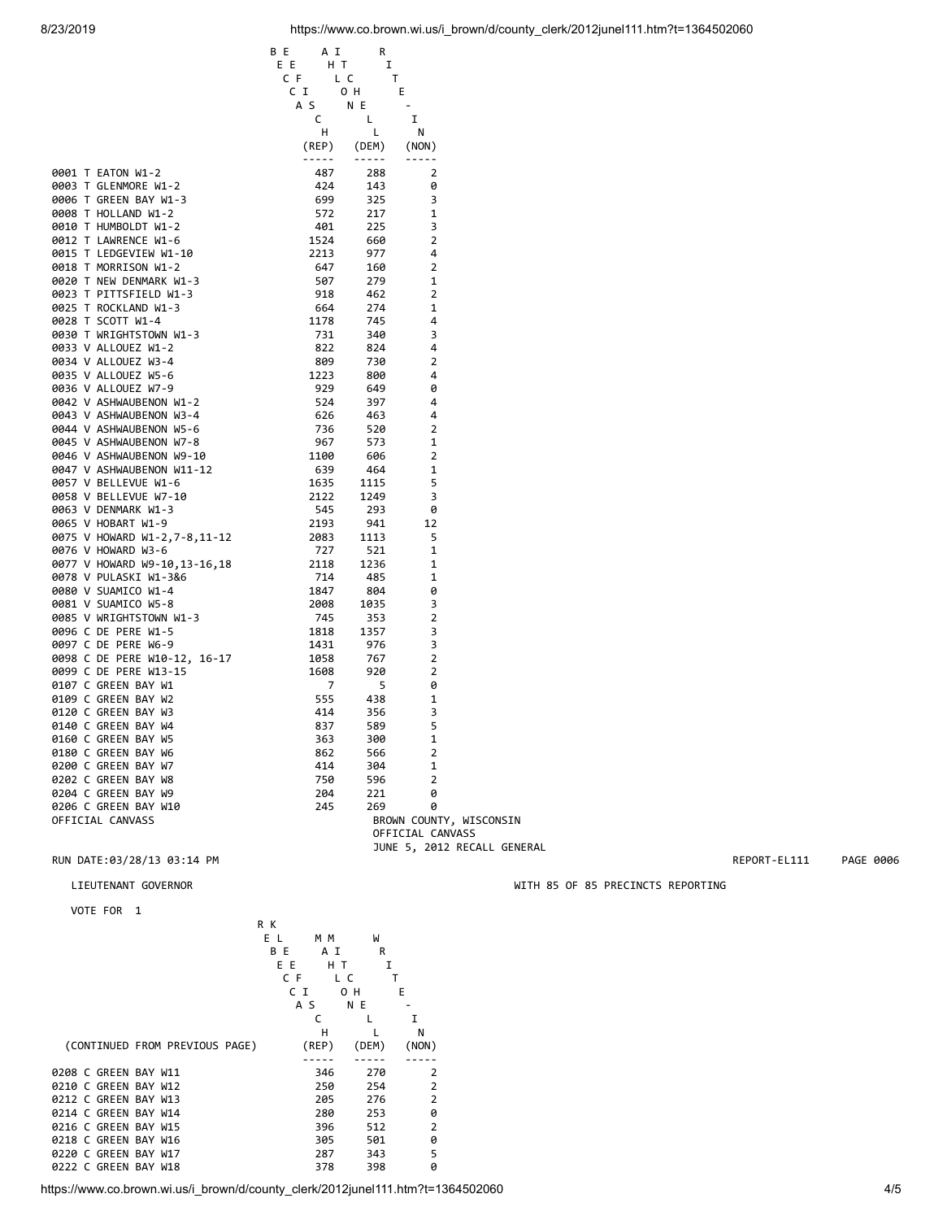| | REBECCA KLEEFISCH (REP) | MAHLON MITCHELL (DEM) | WRITE-IN (NON) |
|---|---|---|---|
| 0001 T EATON W1-2 | 487 | 288 | 2 |
| 0003 T GLENMORE W1-2 | 424 | 143 | 0 |
| 0006 T GREEN BAY W1-3 | 699 | 325 | 3 |
| 0008 T HOLLAND W1-2 | 572 | 217 | 1 |
| 0010 T HUMBOLDT W1-2 | 401 | 225 | 3 |
| 0012 T LAWRENCE W1-6 | 1524 | 660 | 2 |
| 0015 T LEDGEVIEW W1-10 | 2213 | 977 | 4 |
| 0018 T MORRISON W1-2 | 647 | 160 | 2 |
| 0020 T NEW DENMARK W1-3 | 507 | 279 | 1 |
| 0023 T PITTSFIELD W1-3 | 918 | 462 | 2 |
| 0025 T ROCKLAND W1-3 | 664 | 274 | 1 |
| 0028 T SCOTT W1-4 | 1178 | 745 | 4 |
| 0030 T WRIGHTSTOWN W1-3 | 731 | 340 | 3 |
| 0033 V ALLOUEZ W1-2 | 822 | 824 | 4 |
| 0034 V ALLOUEZ W3-4 | 809 | 730 | 2 |
| 0035 V ALLOUEZ W5-6 | 1223 | 800 | 4 |
| 0036 V ALLOUEZ W7-9 | 929 | 649 | 0 |
| 0042 V ASHWAUBENON W1-2 | 524 | 397 | 4 |
| 0043 V ASHWAUBENON W3-4 | 626 | 463 | 4 |
| 0044 V ASHWAUBENON W5-6 | 736 | 520 | 2 |
| 0045 V ASHWAUBENON W7-8 | 967 | 573 | 1 |
| 0046 V ASHWAUBENON W9-10 | 1100 | 606 | 2 |
| 0047 V ASHWAUBENON W11-12 | 639 | 464 | 1 |
| 0057 V BELLEVUE W1-6 | 1635 | 1115 | 5 |
| 0058 V BELLEVUE W7-10 | 2122 | 1249 | 3 |
| 0063 V DENMARK W1-3 | 545 | 293 | 0 |
| 0065 V HOBART W1-9 | 2193 | 941 | 12 |
| 0075 V HOWARD W1-2,7-8,11-12 | 2083 | 1113 | 5 |
| 0076 V HOWARD W3-6 | 727 | 521 | 1 |
| 0077 V HOWARD W9-10,13-16,18 | 2118 | 1236 | 1 |
| 0078 V PULASKI W1-3&6 | 714 | 485 | 1 |
| 0080 V SUAMICO W1-4 | 1847 | 804 | 0 |
| 0081 V SUAMICO W5-8 | 2008 | 1035 | 3 |
| 0085 V WRIGHTSTOWN W1-3 | 745 | 353 | 2 |
| 0096 C DE PERE W1-5 | 1818 | 1357 | 3 |
| 0097 C DE PERE W6-9 | 1431 | 976 | 3 |
| 0098 C DE PERE W10-12, 16-17 | 1058 | 767 | 2 |
| 0099 C DE PERE W13-15 | 1608 | 920 | 2 |
| 0107 C GREEN BAY W1 | 7 | 5 | 0 |
| 0109 C GREEN BAY W2 | 555 | 438 | 1 |
| 0120 C GREEN BAY W3 | 414 | 356 | 3 |
| 0140 C GREEN BAY W4 | 837 | 589 | 5 |
| 0160 C GREEN BAY W5 | 363 | 300 | 1 |
| 0180 C GREEN BAY W6 | 862 | 566 | 2 |
| 0200 C GREEN BAY W7 | 414 | 304 | 1 |
| 0202 C GREEN BAY W8 | 750 | 596 | 2 |
| 0204 C GREEN BAY W9 | 204 | 221 | 0 |
| 0206 C GREEN BAY W10 | 245 | 269 | 0 |

OFFICIAL CANVASS

BROWN COUNTY, WISCONSIN
OFFICIAL CANVASS
JUNE 5, 2012 RECALL GENERAL

RUN DATE:03/28/13 03:14 PM REPORT-EL111 PAGE 0006

LIEUTENANT GOVERNOR WITH 85 OF 85 PRECINCTS REPORTING

VOTE FOR 1

| (CONTINUED FROM PREVIOUS PAGE) | REBECCA KLEEFISCH (REP) | MAHLON MITCHELL (DEM) | WRITE-IN (NON) |
|---|---|---|---|
| 0208 C GREEN BAY W11 | 346 | 270 | 2 |
| 0210 C GREEN BAY W12 | 250 | 254 | 2 |
| 0212 C GREEN BAY W13 | 205 | 276 | 2 |
| 0214 C GREEN BAY W14 | 280 | 253 | 0 |
| 0216 C GREEN BAY W15 | 396 | 512 | 2 |
| 0218 C GREEN BAY W16 | 305 | 501 | 0 |
| 0220 C GREEN BAY W17 | 287 | 343 | 5 |
| 0222 C GREEN BAY W18 | 378 | 398 | 0 |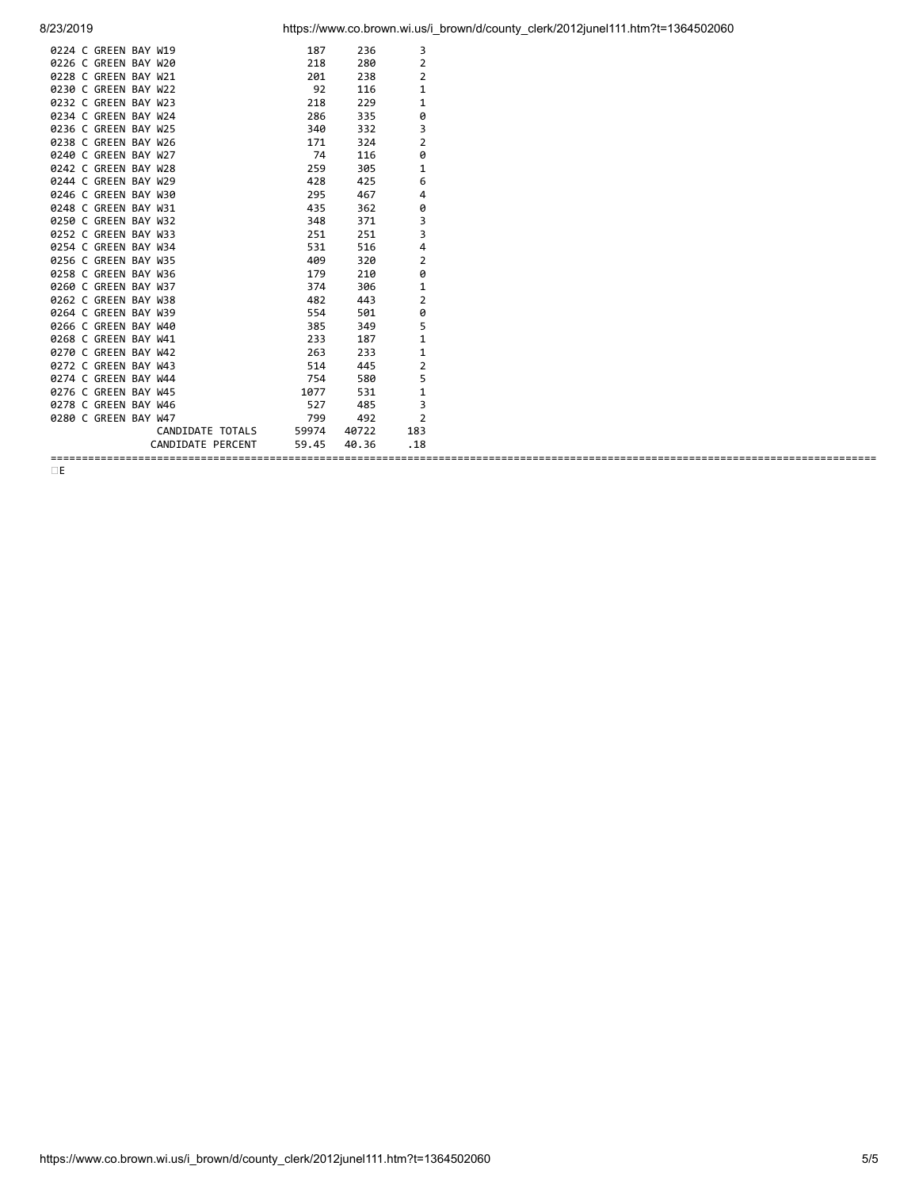| | | | |
|---|---|---|---|
| 0224 C GREEN BAY W19 | 187 | 236 | 3 |
| 0226 C GREEN BAY W20 | 218 | 280 | 2 |
| 0228 C GREEN BAY W21 | 201 | 238 | 2 |
| 0230 C GREEN BAY W22 | 92 | 116 | 1 |
| 0232 C GREEN BAY W23 | 218 | 229 | 1 |
| 0234 C GREEN BAY W24 | 286 | 335 | 0 |
| 0236 C GREEN BAY W25 | 340 | 332 | 3 |
| 0238 C GREEN BAY W26 | 171 | 324 | 2 |
| 0240 C GREEN BAY W27 | 74 | 116 | 0 |
| 0242 C GREEN BAY W28 | 259 | 305 | 1 |
| 0244 C GREEN BAY W29 | 428 | 425 | 6 |
| 0246 C GREEN BAY W30 | 295 | 467 | 4 |
| 0248 C GREEN BAY W31 | 435 | 362 | 0 |
| 0250 C GREEN BAY W32 | 348 | 371 | 3 |
| 0252 C GREEN BAY W33 | 251 | 251 | 3 |
| 0254 C GREEN BAY W34 | 531 | 516 | 4 |
| 0256 C GREEN BAY W35 | 409 | 320 | 2 |
| 0258 C GREEN BAY W36 | 179 | 210 | 0 |
| 0260 C GREEN BAY W37 | 374 | 306 | 1 |
| 0262 C GREEN BAY W38 | 482 | 443 | 2 |
| 0264 C GREEN BAY W39 | 554 | 501 | 0 |
| 0266 C GREEN BAY W40 | 385 | 349 | 5 |
| 0268 C GREEN BAY W41 | 233 | 187 | 1 |
| 0270 C GREEN BAY W42 | 263 | 233 | 1 |
| 0272 C GREEN BAY W43 | 514 | 445 | 2 |
| 0274 C GREEN BAY W44 | 754 | 580 | 5 |
| 0276 C GREEN BAY W45 | 1077 | 531 | 1 |
| 0278 C GREEN BAY W46 | 527 | 485 | 3 |
| 0280 C GREEN BAY W47 | 799 | 492 | 2 |
| CANDIDATE TOTALS | 59974 | 40722 | 183 |
| CANDIDATE PERCENT | 59.45 | 40.36 | .18 |